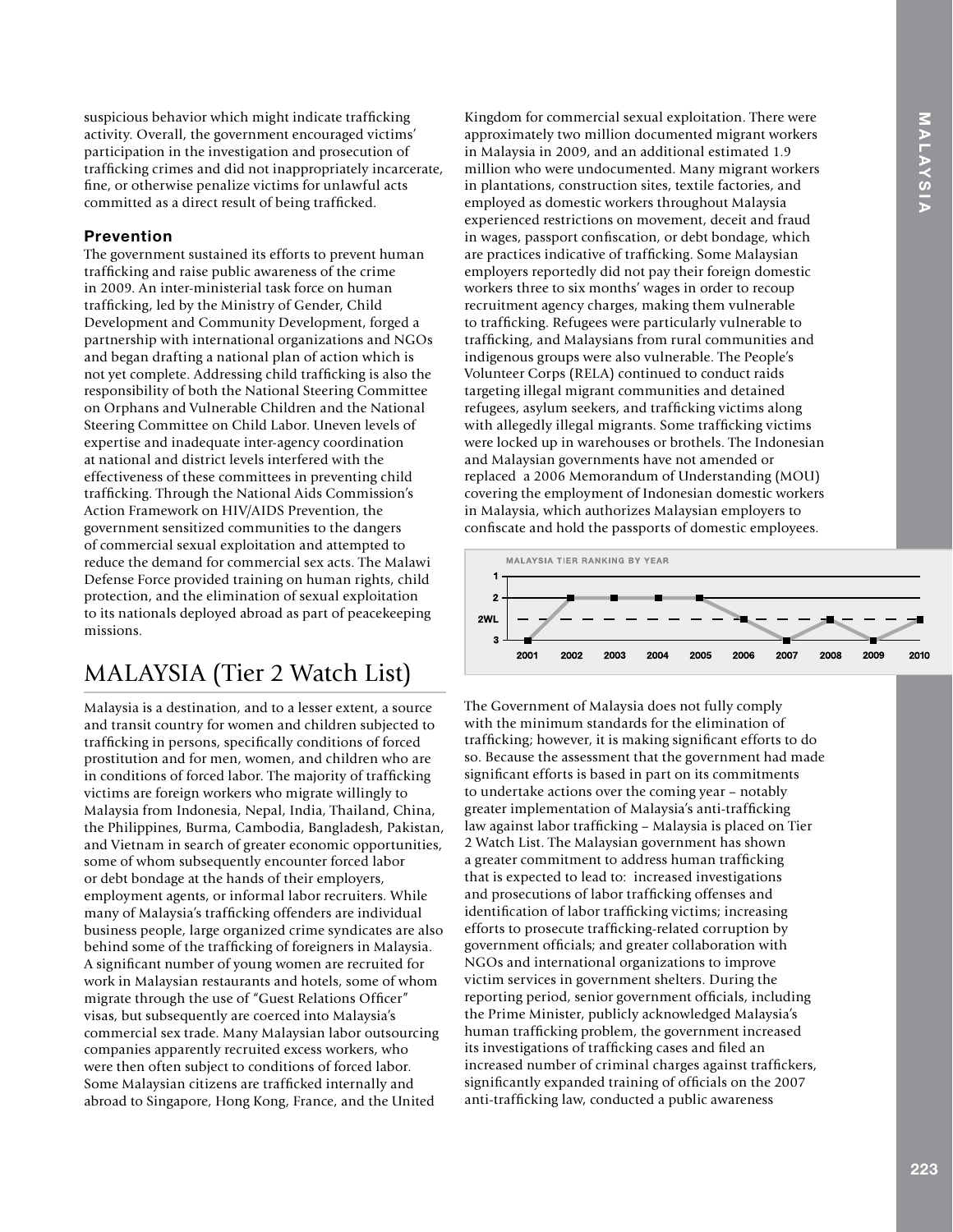suspicious behavior which might indicate trafficking activity. Overall, the government encouraged victims' participation in the investigation and prosecution of trafficking crimes and did not inappropriately incarcerate, fine, or otherwise penalize victims for unlawful acts committed as a direct result of being trafficked.

### Prevention

The government sustained its efforts to prevent human trafficking and raise public awareness of the crime in 2009. An inter-ministerial task force on human trafficking, led by the Ministry of Gender, Child Development and Community Development, forged a partnership with international organizations and NGOs and began drafting a national plan of action which is not yet complete. Addressing child trafficking is also the responsibility of both the National Steering Committee on Orphans and Vulnerable Children and the National Steering Committee on Child Labor. Uneven levels of expertise and inadequate inter-agency coordination at national and district levels interfered with the effectiveness of these committees in preventing child trafficking. Through the National Aids Commission's Action Framework on HIV/AIDS Prevention, the government sensitized communities to the dangers of commercial sexual exploitation and attempted to reduce the demand for commercial sex acts. The Malawi Defense Force provided training on human rights, child protection, and the elimination of sexual exploitation to its nationals deployed abroad as part of peacekeeping missions.

# MALAYSIA (Tier 2 Watch List)

Malaysia is a destination, and to a lesser extent, a source and transit country for women and children subjected to trafficking in persons, specifically conditions of forced prostitution and for men, women, and children who are in conditions of forced labor. The majority of trafficking victims are foreign workers who migrate willingly to Malaysia from Indonesia, Nepal, India, Thailand, China, the Philippines, Burma, Cambodia, Bangladesh, Pakistan, and Vietnam in search of greater economic opportunities, some of whom subsequently encounter forced labor or debt bondage at the hands of their employers, employment agents, or informal labor recruiters. While many of Malaysia's trafficking offenders are individual business people, large organized crime syndicates are also behind some of the trafficking of foreigners in Malaysia. A significant number of young women are recruited for work in Malaysian restaurants and hotels, some of whom migrate through the use of "Guest Relations Officer" visas, but subsequently are coerced into Malaysia's commercial sex trade. Many Malaysian labor outsourcing companies apparently recruited excess workers, who were then often subject to conditions of forced labor. Some Malaysian citizens are trafficked internally and abroad to Singapore, Hong Kong, France, and the United Kingdom for commercial sexual exploitation. There were approximately two million documented migrant workers in Malaysia in 2009, and an additional estimated 1.9 million who were undocumented. Many migrant workers in plantations, construction sites, textile factories, and employed as domestic workers throughout Malaysia experienced restrictions on movement, deceit and fraud in wages, passport confiscation, or debt bondage, which are practices indicative of trafficking. Some Malaysian employers reportedly did not pay their foreign domestic workers three to six months' wages in order to recoup recruitment agency charges, making them vulnerable to trafficking. Refugees were particularly vulnerable to trafficking, and Malaysians from rural communities and indigenous groups were also vulnerable. The People's Volunteer Corps (RELA) continued to conduct raids targeting illegal migrant communities and detained refugees, asylum seekers, and trafficking victims along with allegedly illegal migrants. Some trafficking victims were locked up in warehouses or brothels. The Indonesian and Malaysian governments have not amended or replaced a 2006 Memorandum of Understanding (MOU) covering the employment of Indonesian domestic workers in Malaysia, which authorizes Malaysian employers to confiscate and hold the passports of domestic employees.

MALAYSIA TIER RANKING BY YEAR

| 2001 | 2002 | 2003 | 2004 | 2005 | 2006 | 2007 | 2008 | 2009 | 2010 |
|---|---|---|---|---|---|---|---|---|---|
| 3 | 2 | 2 | 2 | 2 | 2WL | 3 | 2WL | 3 | 2WL |

The Government of Malaysia does not fully comply with the minimum standards for the elimination of trafficking; however, it is making significant efforts to do so. Because the assessment that the government had made significant efforts is based in part on its commitments to undertake actions over the coming year – notably greater implementation of Malaysia's anti-trafficking law against labor trafficking – Malaysia is placed on Tier 2 Watch List. The Malaysian government has shown a greater commitment to address human trafficking that is expected to lead to: increased investigations and prosecutions of labor trafficking offenses and identification of labor trafficking victims; increasing efforts to prosecute trafficking-related corruption by government officials; and greater collaboration with NGOs and international organizations to improve victim services in government shelters. During the reporting period, senior government officials, including the Prime Minister, publicly acknowledged Malaysia's human trafficking problem, the government increased its investigations of trafficking cases and filed an increased number of criminal charges against traffickers, significantly expanded training of officials on the 2007 anti-trafficking law, conducted a public awareness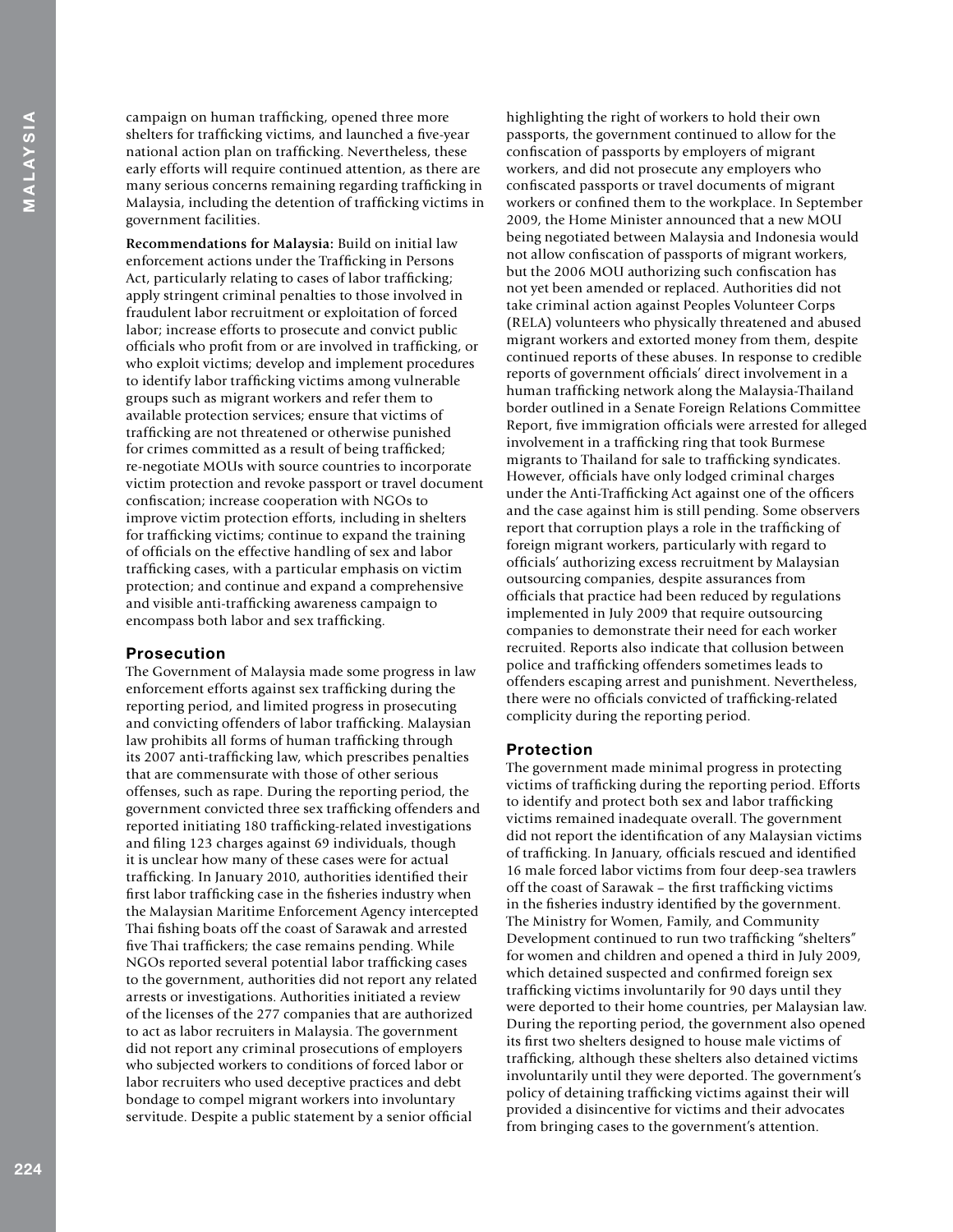campaign on human trafficking, opened three more shelters for trafficking victims, and launched a five-year national action plan on trafficking. Nevertheless, these early efforts will require continued attention, as there are many serious concerns remaining regarding trafficking in Malaysia, including the detention of trafficking victims in government facilities.

**Recommendations for Malaysia:** Build on initial law enforcement actions under the Trafficking in Persons Act, particularly relating to cases of labor trafficking; apply stringent criminal penalties to those involved in fraudulent labor recruitment or exploitation of forced labor; increase efforts to prosecute and convict public officials who profit from or are involved in trafficking, or who exploit victims; develop and implement procedures to identify labor trafficking victims among vulnerable groups such as migrant workers and refer them to available protection services; ensure that victims of trafficking are not threatened or otherwise punished for crimes committed as a result of being trafficked; re-negotiate MOUs with source countries to incorporate victim protection and revoke passport or travel document confiscation; increase cooperation with NGOs to improve victim protection efforts, including in shelters for trafficking victims; continue to expand the training of officials on the effective handling of sex and labor trafficking cases, with a particular emphasis on victim protection; and continue and expand a comprehensive and visible anti-trafficking awareness campaign to encompass both labor and sex trafficking.

## Prosecution

The Government of Malaysia made some progress in law enforcement efforts against sex trafficking during the reporting period, and limited progress in prosecuting and convicting offenders of labor trafficking. Malaysian law prohibits all forms of human trafficking through its 2007 anti-trafficking law, which prescribes penalties that are commensurate with those of other serious offenses, such as rape. During the reporting period, the government convicted three sex trafficking offenders and reported initiating 180 trafficking-related investigations and filing 123 charges against 69 individuals, though it is unclear how many of these cases were for actual trafficking. In January 2010, authorities identified their first labor trafficking case in the fisheries industry when the Malaysian Maritime Enforcement Agency intercepted Thai fishing boats off the coast of Sarawak and arrested five Thai traffickers; the case remains pending. While NGOs reported several potential labor trafficking cases to the government, authorities did not report any related arrests or investigations. Authorities initiated a review of the licenses of the 277 companies that are authorized to act as labor recruiters in Malaysia. The government did not report any criminal prosecutions of employers who subjected workers to conditions of forced labor or labor recruiters who used deceptive practices and debt bondage to compel migrant workers into involuntary servitude. Despite a public statement by a senior official highlighting the right of workers to hold their own passports, the government continued to allow for the confiscation of passports by employers of migrant workers, and did not prosecute any employers who confiscated passports or travel documents of migrant workers or confined them to the workplace. In September 2009, the Home Minister announced that a new MOU being negotiated between Malaysia and Indonesia would not allow confiscation of passports of migrant workers, but the 2006 MOU authorizing such confiscation has not yet been amended or replaced. Authorities did not take criminal action against Peoples Volunteer Corps (RELA) volunteers who physically threatened and abused migrant workers and extorted money from them, despite continued reports of these abuses. In response to credible reports of government officials' direct involvement in a human trafficking network along the Malaysia-Thailand border outlined in a Senate Foreign Relations Committee Report, five immigration officials were arrested for alleged involvement in a trafficking ring that took Burmese migrants to Thailand for sale to trafficking syndicates. However, officials have only lodged criminal charges under the Anti-Trafficking Act against one of the officers and the case against him is still pending. Some observers report that corruption plays a role in the trafficking of foreign migrant workers, particularly with regard to officials' authorizing excess recruitment by Malaysian outsourcing companies, despite assurances from officials that practice had been reduced by regulations implemented in July 2009 that require outsourcing companies to demonstrate their need for each worker recruited. Reports also indicate that collusion between police and trafficking offenders sometimes leads to offenders escaping arrest and punishment. Nevertheless, there were no officials convicted of trafficking-related complicity during the reporting period.

## Protection

The government made minimal progress in protecting victims of trafficking during the reporting period. Efforts to identify and protect both sex and labor trafficking victims remained inadequate overall. The government did not report the identification of any Malaysian victims of trafficking. In January, officials rescued and identified 16 male forced labor victims from four deep-sea trawlers off the coast of Sarawak – the first trafficking victims in the fisheries industry identified by the government. The Ministry for Women, Family, and Community Development continued to run two trafficking "shelters" for women and children and opened a third in July 2009, which detained suspected and confirmed foreign sex trafficking victims involuntarily for 90 days until they were deported to their home countries, per Malaysian law. During the reporting period, the government also opened its first two shelters designed to house male victims of trafficking, although these shelters also detained victims involuntarily until they were deported. The government's policy of detaining trafficking victims against their will provided a disincentive for victims and their advocates from bringing cases to the government's attention.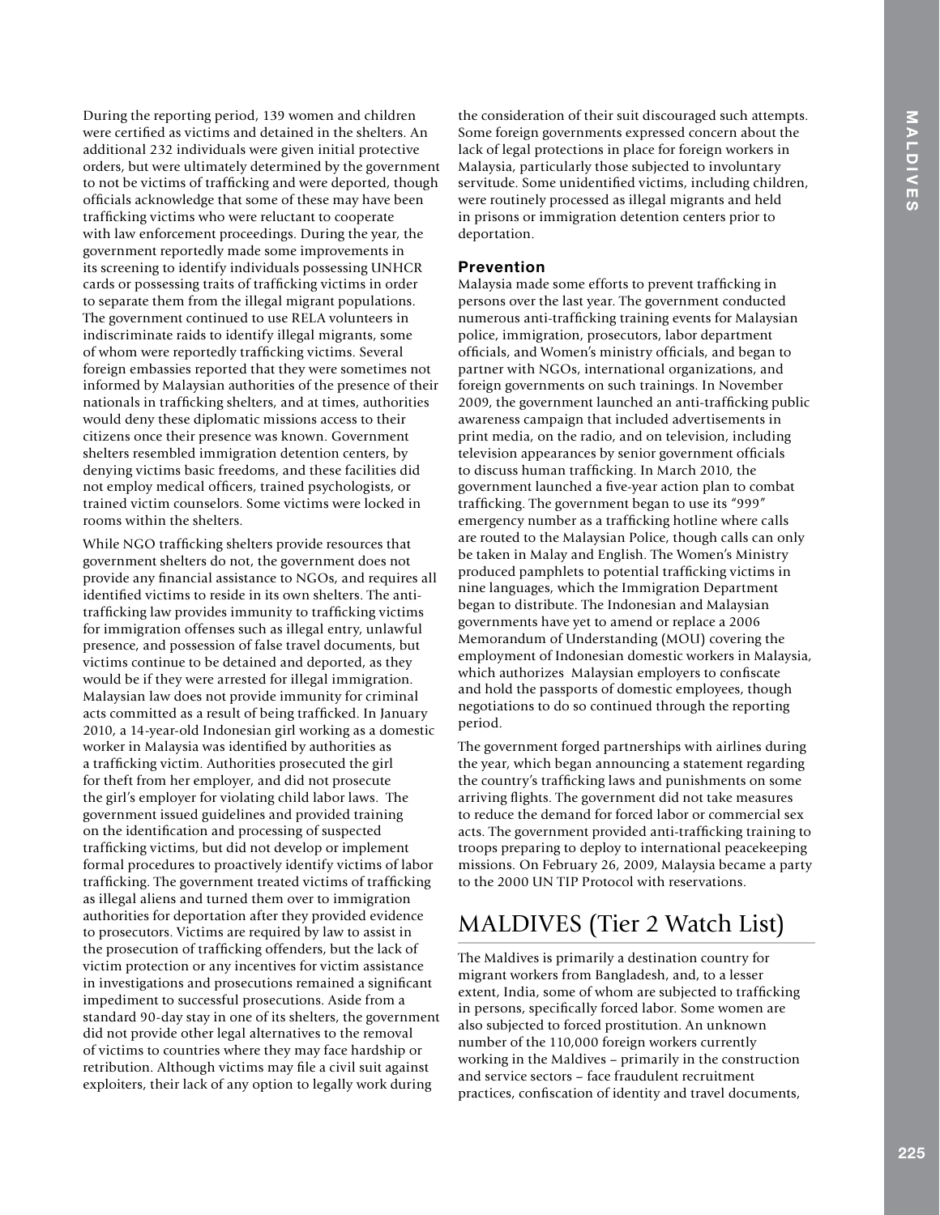During the reporting period, 139 women and children were certified as victims and detained in the shelters. An additional 232 individuals were given initial protective orders, but were ultimately determined by the government to not be victims of trafficking and were deported, though officials acknowledge that some of these may have been trafficking victims who were reluctant to cooperate with law enforcement proceedings. During the year, the government reportedly made some improvements in its screening to identify individuals possessing UNHCR cards or possessing traits of trafficking victims in order to separate them from the illegal migrant populations. The government continued to use RELA volunteers in indiscriminate raids to identify illegal migrants, some of whom were reportedly trafficking victims. Several foreign embassies reported that they were sometimes not informed by Malaysian authorities of the presence of their nationals in trafficking shelters, and at times, authorities would deny these diplomatic missions access to their citizens once their presence was known. Government shelters resembled immigration detention centers, by denying victims basic freedoms, and these facilities did not employ medical officers, trained psychologists, or trained victim counselors. Some victims were locked in rooms within the shelters.

While NGO trafficking shelters provide resources that government shelters do not, the government does not provide any financial assistance to NGOs, and requires all identified victims to reside in its own shelters. The anti-trafficking law provides immunity to trafficking victims for immigration offenses such as illegal entry, unlawful presence, and possession of false travel documents, but victims continue to be detained and deported, as they would be if they were arrested for illegal immigration. Malaysian law does not provide immunity for criminal acts committed as a result of being trafficked. In January 2010, a 14-year-old Indonesian girl working as a domestic worker in Malaysia was identified by authorities as a trafficking victim. Authorities prosecuted the girl for theft from her employer, and did not prosecute the girl's employer for violating child labor laws. The government issued guidelines and provided training on the identification and processing of suspected trafficking victims, but did not develop or implement formal procedures to proactively identify victims of labor trafficking. The government treated victims of trafficking as illegal aliens and turned them over to immigration authorities for deportation after they provided evidence to prosecutors. Victims are required by law to assist in the prosecution of trafficking offenders, but the lack of victim protection or any incentives for victim assistance in investigations and prosecutions remained a significant impediment to successful prosecutions. Aside from a standard 90-day stay in one of its shelters, the government did not provide other legal alternatives to the removal of victims to countries where they may face hardship or retribution. Although victims may file a civil suit against exploiters, their lack of any option to legally work during the consideration of their suit discouraged such attempts. Some foreign governments expressed concern about the lack of legal protections in place for foreign workers in Malaysia, particularly those subjected to involuntary servitude. Some unidentified victims, including children, were routinely processed as illegal migrants and held in prisons or immigration detention centers prior to deportation.

### Prevention

Malaysia made some efforts to prevent trafficking in persons over the last year. The government conducted numerous anti-trafficking training events for Malaysian police, immigration, prosecutors, labor department officials, and Women's ministry officials, and began to partner with NGOs, international organizations, and foreign governments on such trainings. In November 2009, the government launched an anti-trafficking public awareness campaign that included advertisements in print media, on the radio, and on television, including television appearances by senior government officials to discuss human trafficking. In March 2010, the government launched a five-year action plan to combat trafficking. The government began to use its "999" emergency number as a trafficking hotline where calls are routed to the Malaysian Police, though calls can only be taken in Malay and English. The Women's Ministry produced pamphlets to potential trafficking victims in nine languages, which the Immigration Department began to distribute. The Indonesian and Malaysian governments have yet to amend or replace a 2006 Memorandum of Understanding (MOU) covering the employment of Indonesian domestic workers in Malaysia, which authorizes Malaysian employers to confiscate and hold the passports of domestic employees, though negotiations to do so continued through the reporting period.

The government forged partnerships with airlines during the year, which began announcing a statement regarding the country's trafficking laws and punishments on some arriving flights. The government did not take measures to reduce the demand for forced labor or commercial sex acts. The government provided anti-trafficking training to troops preparing to deploy to international peacekeeping missions. On February 26, 2009, Malaysia became a party to the 2000 UN TIP Protocol with reservations.

# MALDIVES (Tier 2 Watch List)

The Maldives is primarily a destination country for migrant workers from Bangladesh, and, to a lesser extent, India, some of whom are subjected to trafficking in persons, specifically forced labor. Some women are also subjected to forced prostitution. An unknown number of the 110,000 foreign workers currently working in the Maldives – primarily in the construction and service sectors – face fraudulent recruitment practices, confiscation of identity and travel documents,